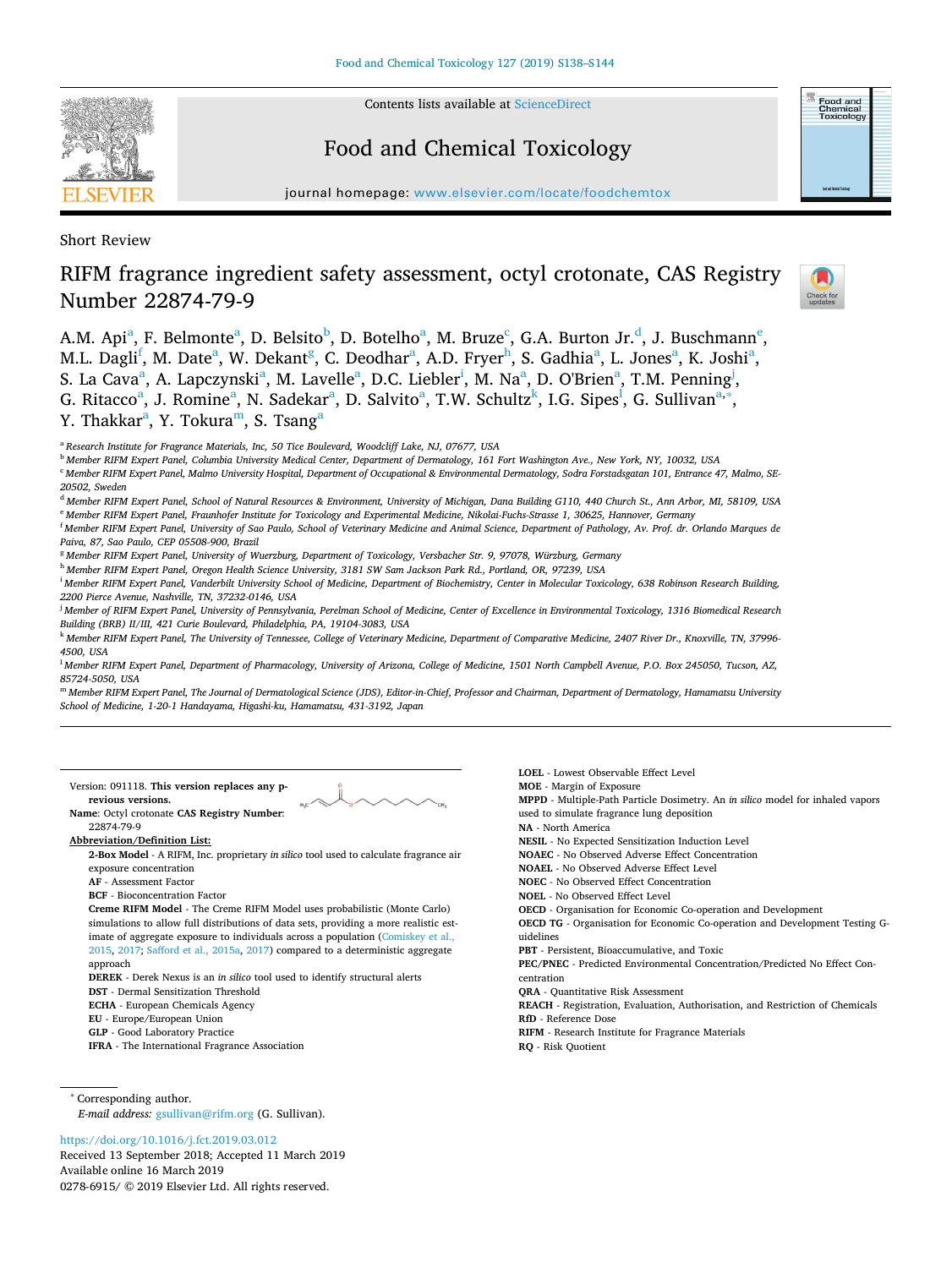Short Review

# RIFM fragrance ingredient safety assessment, octyl crotonate, CAS Registry Number 22874-79-9

A.M. Api[a], F. Belmonte[a], D. Belsito[b], D. Botelho[a], M. Bruze[c], G.A. Burton Jr.[d], J. Buschmann[e], M.L. Dagli[f], M. Date[a], W. Dekant[g], C. Deodhar[a], A.D. Fryer[h], S. Gadhia[a], L. Jones[a], K. Joshi[a], S. La Cava[a], A. Lapczynski[a], M. Lavelle[a], D.C. Liebler[i], M. Na[a], D. O'Brien[a], T.M. Penning[j], G. Ritacco[a], J. Romine[a], N. Sadekar[a], D. Salvito[a], T.W. Schultz[k], I.G. Sipes[l], G. Sullivan[a,*], Y. Thakkar[a], Y. Tokura[m], S. Tsang[a]

[a] Research Institute for Fragrance Materials, Inc, 50 Tice Boulevard, Woodcliff Lake, NJ, 07677, USA
[b] Member RIFM Expert Panel, Columbia University Medical Center, Department of Dermatology, 161 Fort Washington Ave., New York, NY, 10032, USA
[c] Member RIFM Expert Panel, Malmo University Hospital, Department of Occupational & Environmental Dermatology, Sodra Forstadsgatan 101, Entrance 47, Malmo, SE-20502, Sweden
[d] Member RIFM Expert Panel, School of Natural Resources & Environment, University of Michigan, Dana Building G110, 440 Church St., Ann Arbor, MI, 58109, USA
[e] Member RIFM Expert Panel, Fraunhofer Institute for Toxicology and Experimental Medicine, Nikolai-Fuchs-Strasse 1, 30625, Hannover, Germany
[f] Member RIFM Expert Panel, University of Sao Paulo, School of Veterinary Medicine and Animal Science, Department of Pathology, Av. Prof. dr. Orlando Marques de Paiva, 87, Sao Paulo, CEP 05508-900, Brazil
[g] Member RIFM Expert Panel, University of Wuerzburg, Department of Toxicology, Versbacher Str. 9, 97078, Würzburg, Germany
[h] Member RIFM Expert Panel, Oregon Health Science University, 3181 SW Sam Jackson Park Rd., Portland, OR, 97239, USA
[i] Member RIFM Expert Panel, Vanderbilt University School of Medicine, Department of Biochemistry, Center in Molecular Toxicology, 638 Robinson Research Building, 2200 Pierce Avenue, Nashville, TN, 37232-0146, USA
[j] Member of RIFM Expert Panel, University of Pennsylvania, Perelman School of Medicine, Center of Excellence in Environmental Toxicology, 1316 Biomedical Research Building (BRB) II/III, 421 Curie Boulevard, Philadelphia, PA, 19104-3083, USA
[k] Member RIFM Expert Panel, The University of Tennessee, College of Veterinary Medicine, Department of Comparative Medicine, 2407 River Dr., Knoxville, TN, 37996-4500, USA
[l] Member RIFM Expert Panel, Department of Pharmacology, University of Arizona, College of Medicine, 1501 North Campbell Avenue, P.O. Box 245050, Tucson, AZ, 85724-5050, USA
[m] Member RIFM Expert Panel, The Journal of Dermatological Science (JDS), Editor-in-Chief, Professor and Chairman, Department of Dermatology, Hamamatsu University School of Medicine, 1-20-1 Handayama, Higashi-ku, Hamamatsu, 431-3192, Japan

Version: 091118. **This version replaces any previous versions.**
**Name**: Octyl crotonate **CAS Registry Number**: 22874-79-9

**Abbreviation/Definition List:**

- **2-Box Model** - A RIFM, Inc. proprietary *in silico* tool used to calculate fragrance air exposure concentration
- **AF** - Assessment Factor
- **BCF** - Bioconcentration Factor
- **Creme RIFM Model** - The Creme RIFM Model uses probabilistic (Monte Carlo) simulations to allow full distributions of data sets, providing a more realistic estimate of aggregate exposure to individuals across a population (Comiskey et al., 2015, 2017; Safford et al., 2015a, 2017) compared to a deterministic aggregate approach
- **DEREK** - Derek Nexus is an *in silico* tool used to identify structural alerts
- **DST** - Dermal Sensitization Threshold
- **ECHA** - European Chemicals Agency
- **EU** - Europe/European Union
- **GLP** - Good Laboratory Practice
- **IFRA** - The International Fragrance Association
- **LOEL** - Lowest Observable Effect Level
- **MOE** - Margin of Exposure
- **MPPD** - Multiple-Path Particle Dosimetry. An *in silico* model for inhaled vapors used to simulate fragrance lung deposition
- **NA** - North America
- **NESIL** - No Expected Sensitization Induction Level
- **NOAEC** - No Observed Adverse Effect Concentration
- **NOAEL** - No Observed Adverse Effect Level
- **NOEC** - No Observed Effect Concentration
- **NOEL** - No Observed Effect Level
- **OECD** - Organisation for Economic Co-operation and Development
- **OECD TG** - Organisation for Economic Co-operation and Development Testing Guidelines
- **PBT** - Persistent, Bioaccumulative, and Toxic
- **PEC/PNEC** - Predicted Environmental Concentration/Predicted No Effect Concentration
- **QRA** - Quantitative Risk Assessment
- **REACH** - Registration, Evaluation, Authorisation, and Restriction of Chemicals
- **RfD** - Reference Dose
- **RIFM** - Research Institute for Fragrance Materials
- **RQ** - Risk Quotient

\* Corresponding author.
*E-mail address:* gsullivan@rifm.org (G. Sullivan).

https://doi.org/10.1016/j.fct.2019.03.012
Received 13 September 2018; Accepted 11 March 2019
Available online 16 March 2019
0278-6915/ © 2019 Elsevier Ltd. All rights reserved.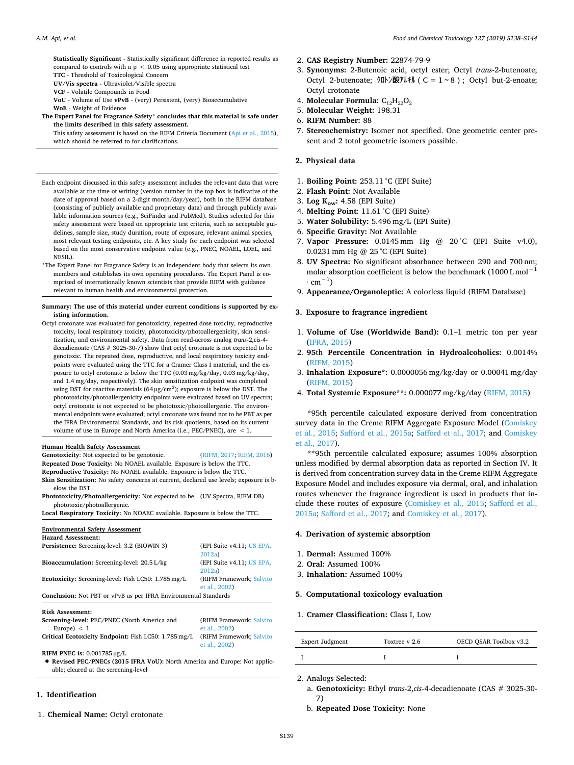**Statistically Significant** - Statistically significant difference in reported results as compared to controls with a $p < 0.05$ using appropriate statistical test

**TTC** - Threshold of Toxicological Concern

**UV/Vis spectra** - Ultraviolet/Visible spectra

**VCF** - Volatile Compounds in Food

**VoU** - Volume of Use **vPvB** - (very) Persistent, (very) Bioaccumulative

**WoE** - Weight of Evidence

**The Expert Panel for Fragrance Safety* concludes that this material is safe under the limits described in this safety assessment.**

This safety assessment is based on the RIFM Criteria Document (Api et al., 2015), which should be referred to for clarifications.

---

Each endpoint discussed in this safety assessment includes the relevant data that were available at the time of writing (version number in the top box is indicative of the date of approval based on a 2-digit month/day/year), both in the RIFM database (consisting of publicly available and proprietary data) and through publicly available information sources (e.g., SciFinder and PubMed). Studies selected for this safety assessment were based on appropriate test criteria, such as acceptable guidelines, sample size, study duration, route of exposure, relevant animal species, most relevant testing endpoints, etc. A key study for each endpoint was selected based on the most conservative endpoint value (e.g., PNEC, NOAEL, LOEL, and NESIL).

*The Expert Panel for Fragrance Safety is an independent body that selects its own members and establishes its own operating procedures. The Expert Panel is comprised of internationally known scientists that provide RIFM with guidance relevant to human health and environmental protection.

---

**Summary: The use of this material under current conditions is supported by existing information.**

Octyl crotonate was evaluated for genotoxicity, repeated dose toxicity, reproductive toxicity, local respiratory toxicity, phototoxicity/photoallergenicity, skin sensitization, and environmental safety. Data from read-across analog *trans*-2,*cis*-4-decadienoate (CAS # 3025-30-7) show that octyl crotonate is not expected to be genotoxic. The repeated dose, reproductive, and local respiratory toxicity endpoints were evaluated using the TTC for a Cramer Class I material, and the exposure to octyl crotonate is below the TTC (0.03 mg/kg/day, 0.03 mg/kg/day, and 1.4 mg/day, respectively). The skin sensitization endpoint was completed using DST for reactive materials (64 μg/cm$^2$); exposure is below the DST. The phototoxicity/photoallergenicity endpoints were evaluated based on UV spectra; octyl crotonate is not expected to be phototoxic/photoallergenic. The environmental endpoints were evaluated; octyl crotonate was found not to be PBT as per the IFRA Environmental Standards, and its risk quotients, based on its current volume of use in Europe and North America (i.e., PEC/PNEC), are $< 1$.

**Human Health Safety Assessment**

**Genotoxicity:** Not expected to be genotoxic. (RIFM, 2017; RIFM, 2016)

**Repeated Dose Toxicity:** No NOAEL available. Exposure is below the TTC.

**Reproductive Toxicity:** No NOAEL available. Exposure is below the TTC.

**Skin Sensitization:** No safety concerns at current, declared use levels; exposure is below the DST.

**Phototoxicity/Photoallergenicity:** Not expected to be phototoxic/photoallergenic. (UV Spectra, RIFM DB)

**Local Respiratory Toxicity:** No NOAEC available. Exposure is below the TTC.

**Environmental Safety Assessment**

**Hazard Assessment:**

**Persistence:** Screening-level: 3.2 (BIOWIN 3) (EPI Suite v4.11; US EPA, 2012a)

**Bioaccumulation:** Screening-level: 20.5 L/kg (EPI Suite v4.11; US EPA, 2012a)

**Ecotoxicity:** Screening-level: Fish LC50: 1.785 mg/L (RIFM Framework; Salvito et al., 2002)

**Conclusion:** Not PBT or vPvB as per IFRA Environmental Standards

**Risk Assessment:**

**Screening-level:** PEC/PNEC (North America and Europe) $< 1$ (RIFM Framework; Salvito et al., 2002)

**Critical Ecotoxicity Endpoint:** Fish LC50: 1.785 mg/L (RIFM Framework; Salvito et al., 2002)

**RIFM PNEC is:** 0.001785 μg/L

- **Revised PEC/PNECs (2015 IFRA VoU):** North America and Europe: Not applicable; cleared at the screening-level

## 1. Identification

1. **Chemical Name:** Octyl crotonate
2. **CAS Registry Number:** 22874-79-9
3. **Synonyms:** 2-Butenoic acid, octyl ester; Octyl *trans*-2-butenoate; Octyl 2-butenoate; ｸﾛﾄﾝ酸ｱﾙｷﾙ（C = 1 ~ 8）; Octyl but-2-enoate; Octyl crotonate
4. **Molecular Formula:** $C_{12}H_{22}O_2$
5. **Molecular Weight:** 198.31
6. **RIFM Number:** 88
7. **Stereochemistry:** Isomer not specified. One geometric center present and 2 total geometric isomers possible.

## 2. Physical data

1. **Boiling Point:** 253.11 °C (EPI Suite)
2. **Flash Point:** Not Available
3. **Log $K_{ow}$:** 4.58 (EPI Suite)
4. **Melting Point:** 11.61 °C (EPI Suite)
5. **Water Solubility:** 5.496 mg/L (EPI Suite)
6. **Specific Gravity:** Not Available
7. **Vapor Pressure:** 0.0145 mm Hg @ 20 °C (EPI Suite v4.0), 0.0231 mm Hg @ 25 °C (EPI Suite)
8. **UV Spectra:** No significant absorbance between 290 and 700 nm; molar absorption coefficient is below the benchmark (1000 L mol$^{-1}$ · cm$^{-1}$)
9. **Appearance/Organoleptic:** A colorless liquid (RIFM Database)

## 3. Exposure to fragrance ingredient

1. **Volume of Use (Worldwide Band):** 0.1–1 metric ton per year (IFRA, 2015)
2. **95th Percentile Concentration in Hydroalcoholics:** 0.0014% (RIFM, 2015)
3. **Inhalation Exposure*:** 0.0000056 mg/kg/day or 0.00041 mg/day (RIFM, 2015)
4. **Total Systemic Exposure**:** 0.000077 mg/kg/day (RIFM, 2015)

*95th percentile calculated exposure derived from concentration survey data in the Creme RIFM Aggregate Exposure Model (Comiskey et al., 2015; Safford et al., 2015a; Safford et al., 2017; and Comiskey et al., 2017).

**95th percentile calculated exposure; assumes 100% absorption unless modified by dermal absorption data as reported in Section IV. It is derived from concentration survey data in the Creme RIFM Aggregate Exposure Model and includes exposure via dermal, oral, and inhalation routes whenever the fragrance ingredient is used in products that include these routes of exposure (Comiskey et al., 2015; Safford et al., 2015a; Safford et al., 2017; and Comiskey et al., 2017).

## 4. Derivation of systemic absorption

1. **Dermal:** Assumed 100%
2. **Oral:** Assumed 100%
3. **Inhalation:** Assumed 100%

## 5. Computational toxicology evaluation

1. **Cramer Classification:** Class I, Low

| Expert Judgment | Toxtree v 2.6 | OECD QSAR Toolbox v3.2 |
|---|---|---|
| I | I | I |

2. Analogs Selected:
   a. **Genotoxicity:** Ethyl *trans*-2,*cis*-4-decadienoate (CAS # 3025-30-7)
   b. **Repeated Dose Toxicity:** None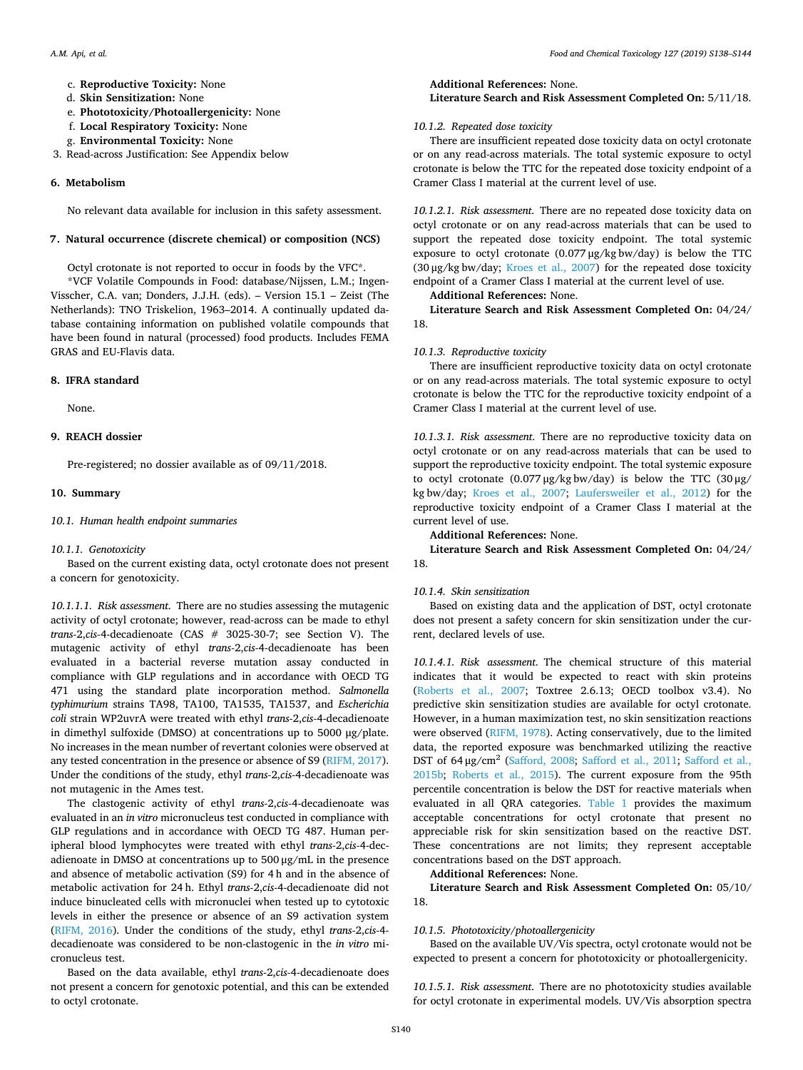c. **Reproductive Toxicity:** None
d. **Skin Sensitization:** None
e. **Phototoxicity/Photoallergenicity:** None
f. **Local Respiratory Toxicity:** None
g. **Environmental Toxicity:** None

3. Read-across Justification: See Appendix below

## 6. Metabolism

No relevant data available for inclusion in this safety assessment.

## 7. Natural occurrence (discrete chemical) or composition (NCS)

Octyl crotonate is not reported to occur in foods by the VFC*.

*VCF Volatile Compounds in Food: database/Nijssen, L.M.; Ingen-Visscher, C.A. van; Donders, J.J.H. (eds). – Version 15.1 – Zeist (The Netherlands): TNO Triskelion, 1963–2014. A continually updated database containing information on published volatile compounds that have been found in natural (processed) food products. Includes FEMA GRAS and EU-Flavis data.

## 8. IFRA standard

None.

## 9. REACH dossier

Pre-registered; no dossier available as of 09/11/2018.

## 10. Summary

### 10.1. Human health endpoint summaries

#### 10.1.1. Genotoxicity

Based on the current existing data, octyl crotonate does not present a concern for genotoxicity.

*10.1.1.1. Risk assessment.* There are no studies assessing the mutagenic activity of octyl crotonate; however, read-across can be made to ethyl *trans*-2,*cis*-4-decadienoate (CAS # 3025-30-7; see Section V). The mutagenic activity of ethyl *trans*-2,*cis*-4-decadienoate has been evaluated in a bacterial reverse mutation assay conducted in compliance with GLP regulations and in accordance with OECD TG 471 using the standard plate incorporation method. *Salmonella typhimurium* strains TA98, TA100, TA1535, TA1537, and *Escherichia coli* strain WP2uvrA were treated with ethyl *trans*-2,*cis*-4-decadienoate in dimethyl sulfoxide (DMSO) at concentrations up to 5000 μg/plate. No increases in the mean number of revertant colonies were observed at any tested concentration in the presence or absence of S9 (RIFM, 2017). Under the conditions of the study, ethyl *trans*-2,*cis*-4-decadienoate was not mutagenic in the Ames test.

The clastogenic activity of ethyl *trans*-2,*cis*-4-decadienoate was evaluated in an *in vitro* micronucleus test conducted in compliance with GLP regulations and in accordance with OECD TG 487. Human peripheral blood lymphocytes were treated with ethyl *trans*-2,*cis*-4-decadienoate in DMSO at concentrations up to 500 μg/mL in the presence and absence of metabolic activation (S9) for 4 h and in the absence of metabolic activation for 24 h. Ethyl *trans*-2,*cis*-4-decadienoate did not induce binucleated cells with micronuclei when tested up to cytotoxic levels in either the presence or absence of an S9 activation system (RIFM, 2016). Under the conditions of the study, ethyl *trans*-2,*cis*-4-decadienoate was considered to be non-clastogenic in the *in vitro* micronucleus test.

Based on the data available, ethyl *trans*-2,*cis*-4-decadienoate does not present a concern for genotoxic potential, and this can be extended to octyl crotonate.

**Additional References:** None.

**Literature Search and Risk Assessment Completed On:** 5/11/18.

#### 10.1.2. Repeated dose toxicity

There are insufficient repeated dose toxicity data on octyl crotonate or on any read-across materials. The total systemic exposure to octyl crotonate is below the TTC for the repeated dose toxicity endpoint of a Cramer Class I material at the current level of use.

*10.1.2.1. Risk assessment.* There are no repeated dose toxicity data on octyl crotonate or on any read-across materials that can be used to support the repeated dose toxicity endpoint. The total systemic exposure to octyl crotonate (0.077 μg/kg bw/day) is below the TTC (30 μg/kg bw/day; Kroes et al., 2007) for the repeated dose toxicity endpoint of a Cramer Class I material at the current level of use.

**Additional References:** None.

**Literature Search and Risk Assessment Completed On:** 04/24/18.

#### 10.1.3. Reproductive toxicity

There are insufficient reproductive toxicity data on octyl crotonate or on any read-across materials. The total systemic exposure to octyl crotonate is below the TTC for the reproductive toxicity endpoint of a Cramer Class I material at the current level of use.

*10.1.3.1. Risk assessment.* There are no reproductive toxicity data on octyl crotonate or on any read-across materials that can be used to support the reproductive toxicity endpoint. The total systemic exposure to octyl crotonate (0.077 μg/kg bw/day) is below the TTC (30 μg/kg bw/day; Kroes et al., 2007; Laufersweiler et al., 2012) for the reproductive toxicity endpoint of a Cramer Class I material at the current level of use.

**Additional References:** None.

**Literature Search and Risk Assessment Completed On:** 04/24/18.

#### 10.1.4. Skin sensitization

Based on existing data and the application of DST, octyl crotonate does not present a safety concern for skin sensitization under the current, declared levels of use.

*10.1.4.1. Risk assessment.* The chemical structure of this material indicates that it would be expected to react with skin proteins (Roberts et al., 2007; Toxtree 2.6.13; OECD toolbox v3.4). No predictive skin sensitization studies are available for octyl crotonate. However, in a human maximization test, no skin sensitization reactions were observed (RIFM, 1978). Acting conservatively, due to the limited data, the reported exposure was benchmarked utilizing the reactive DST of 64 μg/cm$^2$ (Safford, 2008; Safford et al., 2011; Safford et al., 2015b; Roberts et al., 2015). The current exposure from the 95th percentile concentration is below the DST for reactive materials when evaluated in all QRA categories. Table 1 provides the maximum acceptable concentrations for octyl crotonate that present no appreciable risk for skin sensitization based on the reactive DST. These concentrations are not limits; they represent acceptable concentrations based on the DST approach.

**Additional References:** None.

**Literature Search and Risk Assessment Completed On:** 05/10/18.

#### 10.1.5. Phototoxicity/photoallergenicity

Based on the available UV/Vis spectra, octyl crotonate would not be expected to present a concern for phototoxicity or photoallergenicity.

*10.1.5.1. Risk assessment.* There are no phototoxicity studies available for octyl crotonate in experimental models. UV/Vis absorption spectra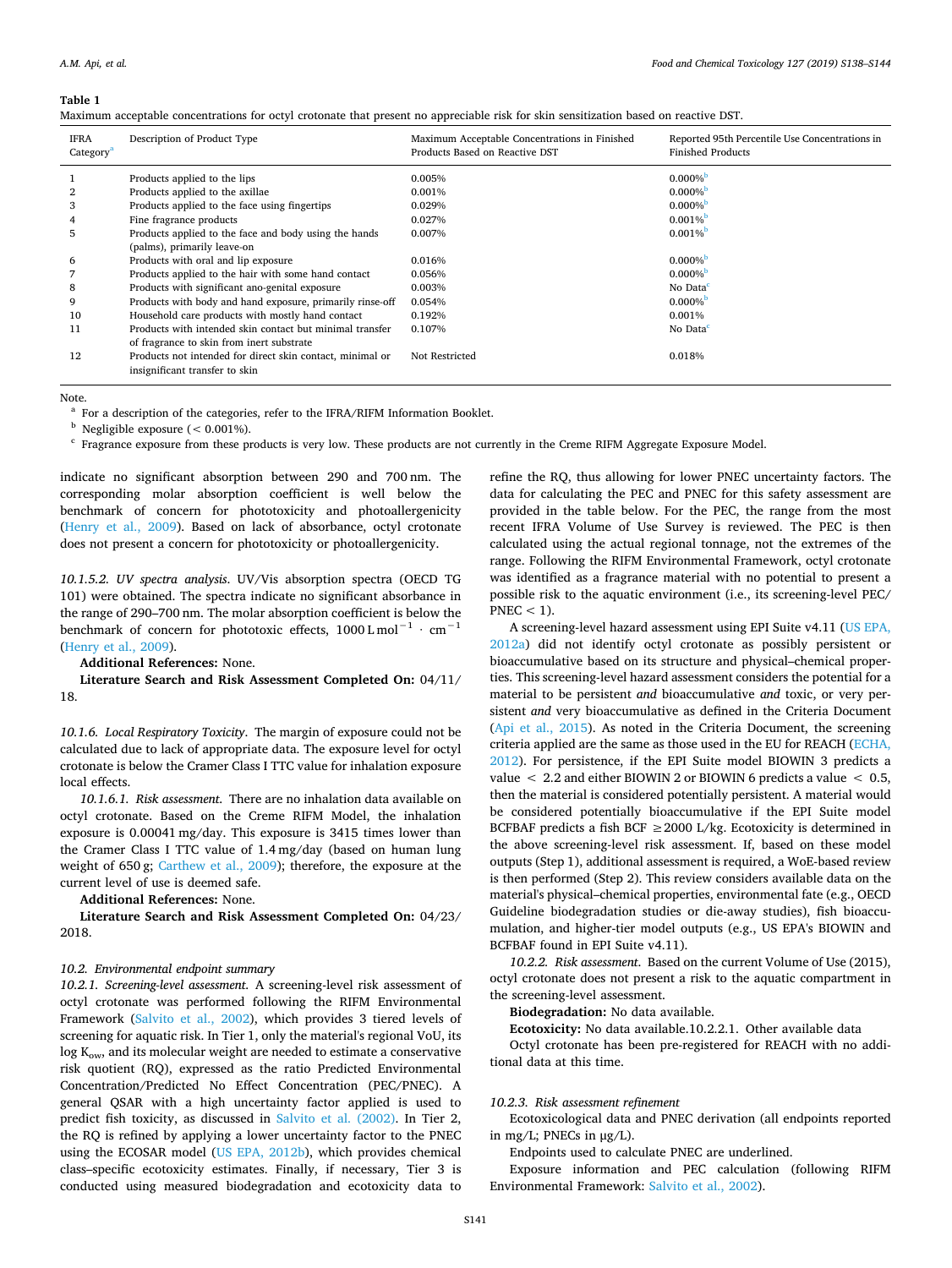**Table 1**
Maximum acceptable concentrations for octyl crotonate that present no appreciable risk for skin sensitization based on reactive DST.

| IFRA Category[a] | Description of Product Type | Maximum Acceptable Concentrations in Finished Products Based on Reactive DST | Reported 95th Percentile Use Concentrations in Finished Products |
|---|---|---|---|
| 1 | Products applied to the lips | 0.005% | 0.000%[b] |
| 2 | Products applied to the axillae | 0.001% | 0.000%[b] |
| 3 | Products applied to the face using fingertips | 0.029% | 0.000%[b] |
| 4 | Fine fragrance products | 0.027% | 0.001%[b] |
| 5 | Products applied to the face and body using the hands (palms), primarily leave-on | 0.007% | 0.001%[b] |
| 6 | Products with oral and lip exposure | 0.016% | 0.000%[b] |
| 7 | Products applied to the hair with some hand contact | 0.056% | 0.000%[b] |
| 8 | Products with significant ano-genital exposure | 0.003% | No Data[c] |
| 9 | Products with body and hand exposure, primarily rinse-off | 0.054% | 0.000%[b] |
| 10 | Household care products with mostly hand contact | 0.192% | 0.001% |
| 11 | Products with intended skin contact but minimal transfer of fragrance to skin from inert substrate | 0.107% | No Data[c] |
| 12 | Products not intended for direct skin contact, minimal or insignificant transfer to skin | Not Restricted | 0.018% |

Note.
[a] For a description of the categories, refer to the IFRA/RIFM Information Booklet.
[b] Negligible exposure (< 0.001%).
[c] Fragrance exposure from these products is very low. These products are not currently in the Creme RIFM Aggregate Exposure Model.

indicate no significant absorption between 290 and 700 nm. The corresponding molar absorption coefficient is well below the benchmark of concern for phototoxicity and photoallergenicity (Henry et al., 2009). Based on lack of absorbance, octyl crotonate does not present a concern for phototoxicity or photoallergenicity.

*10.1.5.2. UV spectra analysis*. UV/Vis absorption spectra (OECD TG 101) were obtained. The spectra indicate no significant absorbance in the range of 290–700 nm. The molar absorption coefficient is below the benchmark of concern for phototoxic effects, $1000\,L\,mol^{-1} \cdot cm^{-1}$ (Henry et al., 2009).

**Additional References:** None.

**Literature Search and Risk Assessment Completed On:** 04/11/18.

*10.1.6. Local Respiratory Toxicity*. The margin of exposure could not be calculated due to lack of appropriate data. The exposure level for octyl crotonate is below the Cramer Class I TTC value for inhalation exposure local effects.

*10.1.6.1. Risk assessment*. There are no inhalation data available on octyl crotonate. Based on the Creme RIFM Model, the inhalation exposure is 0.00041 mg/day. This exposure is 3415 times lower than the Cramer Class I TTC value of 1.4 mg/day (based on human lung weight of 650 g; Carthew et al., 2009); therefore, the exposure at the current level of use is deemed safe.

**Additional References:** None.

**Literature Search and Risk Assessment Completed On:** 04/23/2018.

*10.2. Environmental endpoint summary*

*10.2.1. Screening-level assessment*. A screening-level risk assessment of octyl crotonate was performed following the RIFM Environmental Framework (Salvito et al., 2002), which provides 3 tiered levels of screening for aquatic risk. In Tier 1, only the material's regional VoU, its log $K_{ow}$, and its molecular weight are needed to estimate a conservative risk quotient (RQ), expressed as the ratio Predicted Environmental Concentration/Predicted No Effect Concentration (PEC/PNEC). A general QSAR with a high uncertainty factor applied is used to predict fish toxicity, as discussed in Salvito et al. (2002). In Tier 2, the RQ is refined by applying a lower uncertainty factor to the PNEC using the ECOSAR model (US EPA, 2012b), which provides chemical class–specific ecotoxicity estimates. Finally, if necessary, Tier 3 is conducted using measured biodegradation and ecotoxicity data to refine the RQ, thus allowing for lower PNEC uncertainty factors. The data for calculating the PEC and PNEC for this safety assessment are provided in the table below. For the PEC, the range from the most recent IFRA Volume of Use Survey is reviewed. The PEC is then calculated using the actual regional tonnage, not the extremes of the range. Following the RIFM Environmental Framework, octyl crotonate was identified as a fragrance material with no potential to present a possible risk to the aquatic environment (i.e., its screening-level PEC/PNEC < 1).

A screening-level hazard assessment using EPI Suite v4.11 (US EPA, 2012a) did not identify octyl crotonate as possibly persistent or bioaccumulative based on its structure and physical–chemical properties. This screening-level hazard assessment considers the potential for a material to be persistent *and* bioaccumulative *and* toxic, or very persistent *and* very bioaccumulative as defined in the Criteria Document (Api et al., 2015). As noted in the Criteria Document, the screening criteria applied are the same as those used in the EU for REACH (ECHA, 2012). For persistence, if the EPI Suite model BIOWIN 3 predicts a value < 2.2 and either BIOWIN 2 or BIOWIN 6 predicts a value < 0.5, then the material is considered potentially persistent. A material would be considered potentially bioaccumulative if the EPI Suite model BCFBAF predicts a fish BCF ≥2000 L/kg. Ecotoxicity is determined in the above screening-level risk assessment. If, based on these model outputs (Step 1), additional assessment is required, a WoE-based review is then performed (Step 2). This review considers available data on the material's physical–chemical properties, environmental fate (e.g., OECD Guideline biodegradation studies or die-away studies), fish bioaccumulation, and higher-tier model outputs (e.g., US EPA's BIOWIN and BCFBAF found in EPI Suite v4.11).

*10.2.2. Risk assessment*. Based on the current Volume of Use (2015), octyl crotonate does not present a risk to the aquatic compartment in the screening-level assessment.

**Biodegradation:** No data available.

**Ecotoxicity:** No data available.10.2.2.1. Other available data

Octyl crotonate has been pre-registered for REACH with no additional data at this time.

*10.2.3. Risk assessment refinement*

Ecotoxicological data and PNEC derivation (all endpoints reported in mg/L; PNECs in μg/L).

Endpoints used to calculate PNEC are underlined.

Exposure information and PEC calculation (following RIFM Environmental Framework: Salvito et al., 2002).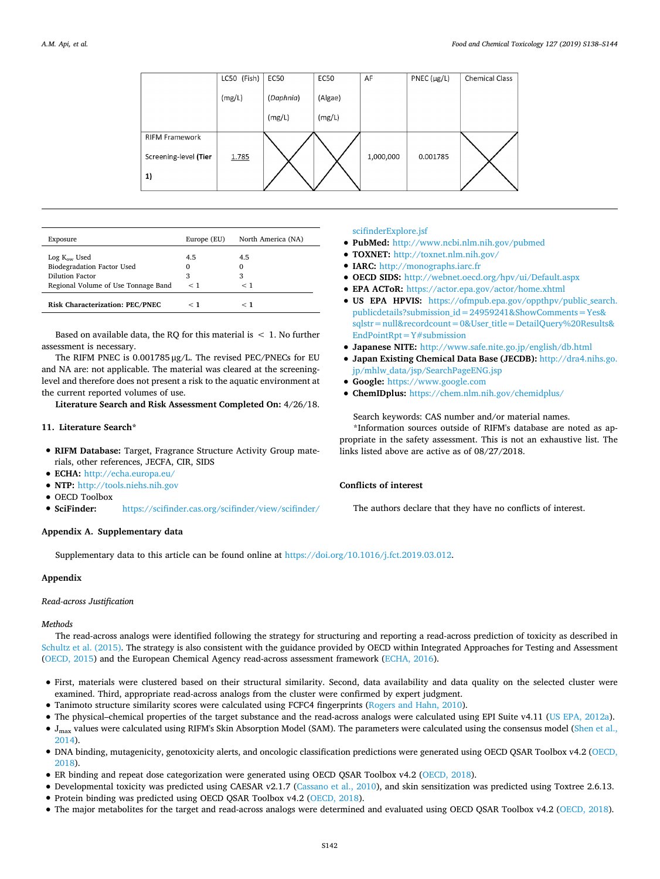|  | LC50 (Fish) (mg/L) | EC50 (*Daphnia*) (mg/L) | EC50 (Algae) (mg/L) | AF | PNEC (µg/L) | Chemical Class |
|---|---|---|---|---|---|---|
| RIFM Framework Screening-level **(Tier 1)** | <u>1.785</u> | X | X | 1,000,000 | 0.001785 | X |

| Exposure | Europe (EU) | North America (NA) |
|---|---|---|
| Log $K_{ow}$ Used | 4.5 | 4.5 |
| Biodegradation Factor Used | 0 | 0 |
| Dilution Factor | 3 | 3 |
| Regional Volume of Use Tonnage Band | < 1 | < 1 |
| **Risk Characterization: PEC/PNEC** | < 1 | < 1 |

Based on available data, the RQ for this material is < 1. No further assessment is necessary.

The RIFM PNEC is 0.001785 µg/L. The revised PEC/PNECs for EU and NA are: not applicable. The material was cleared at the screening-level and therefore does not present a risk to the aquatic environment at the current reported volumes of use.

**Literature Search and Risk Assessment Completed On:** 4/26/18.

## 11. Literature Search*

- **RIFM Database:** Target, Fragrance Structure Activity Group materials, other references, JECFA, CIR, SIDS
- **ECHA:** http://echa.europa.eu/
- **NTP:** http://tools.niehs.nih.gov
- OECD Toolbox
- **SciFinder:** https://scifinder.cas.org/scifinder/view/scifinder/scifinderExplore.jsf
- **PubMed:** http://www.ncbi.nlm.nih.gov/pubmed
- **TOXNET:** http://toxnet.nlm.nih.gov/
- **IARC:** http://monographs.iarc.fr
- **OECD SIDS:** http://webnet.oecd.org/hpv/ui/Default.aspx
- **EPA ACToR:** https://actor.epa.gov/actor/home.xhtml
- **US EPA HPVIS:** https://ofmpub.epa.gov/oppthpv/public_search.publicdetails?submission_id=24959241&ShowComments=Yes&sqlstr=null&recordcount=0&User_title=DetailQuery%20Results&EndPointRpt=Y#submission
- **Japanese NITE:** http://www.safe.nite.go.jp/english/db.html
- **Japan Existing Chemical Data Base (JECDB):** http://dra4.nihs.go.jp/mhlw_data/jsp/SearchPageENG.jsp
- **Google:** https://www.google.com
- **ChemIDplus:** https://chem.nlm.nih.gov/chemidplus/

Search keywords: CAS number and/or material names.

*Information sources outside of RIFM's database are noted as appropriate in the safety assessment. This is not an exhaustive list. The links listed above are active as of 08/27/2018.

## Conflicts of interest

The authors declare that they have no conflicts of interest.

## Appendix A. Supplementary data

Supplementary data to this article can be found online at https://doi.org/10.1016/j.fct.2019.03.012.

## Appendix

*Read-across Justification*

*Methods*

The read-across analogs were identified following the strategy for structuring and reporting a read-across prediction of toxicity as described in Schultz et al. (2015). The strategy is also consistent with the guidance provided by OECD within Integrated Approaches for Testing and Assessment (OECD, 2015) and the European Chemical Agency read-across assessment framework (ECHA, 2016).

- First, materials were clustered based on their structural similarity. Second, data availability and data quality on the selected cluster were examined. Third, appropriate read-across analogs from the cluster were confirmed by expert judgment.
- Tanimoto structure similarity scores were calculated using FCFC4 fingerprints (Rogers and Hahn, 2010).
- The physical–chemical properties of the target substance and the read-across analogs were calculated using EPI Suite v4.11 (US EPA, 2012a).
- $J_{max}$ values were calculated using RIFM's Skin Absorption Model (SAM). The parameters were calculated using the consensus model (Shen et al., 2014).
- DNA binding, mutagenicity, genotoxicity alerts, and oncologic classification predictions were generated using OECD QSAR Toolbox v4.2 (OECD, 2018).
- ER binding and repeat dose categorization were generated using OECD QSAR Toolbox v4.2 (OECD, 2018).
- Developmental toxicity was predicted using CAESAR v2.1.7 (Cassano et al., 2010), and skin sensitization was predicted using Toxtree 2.6.13.
- Protein binding was predicted using OECD QSAR Toolbox v4.2 (OECD, 2018).
- The major metabolites for the target and read-across analogs were determined and evaluated using OECD QSAR Toolbox v4.2 (OECD, 2018).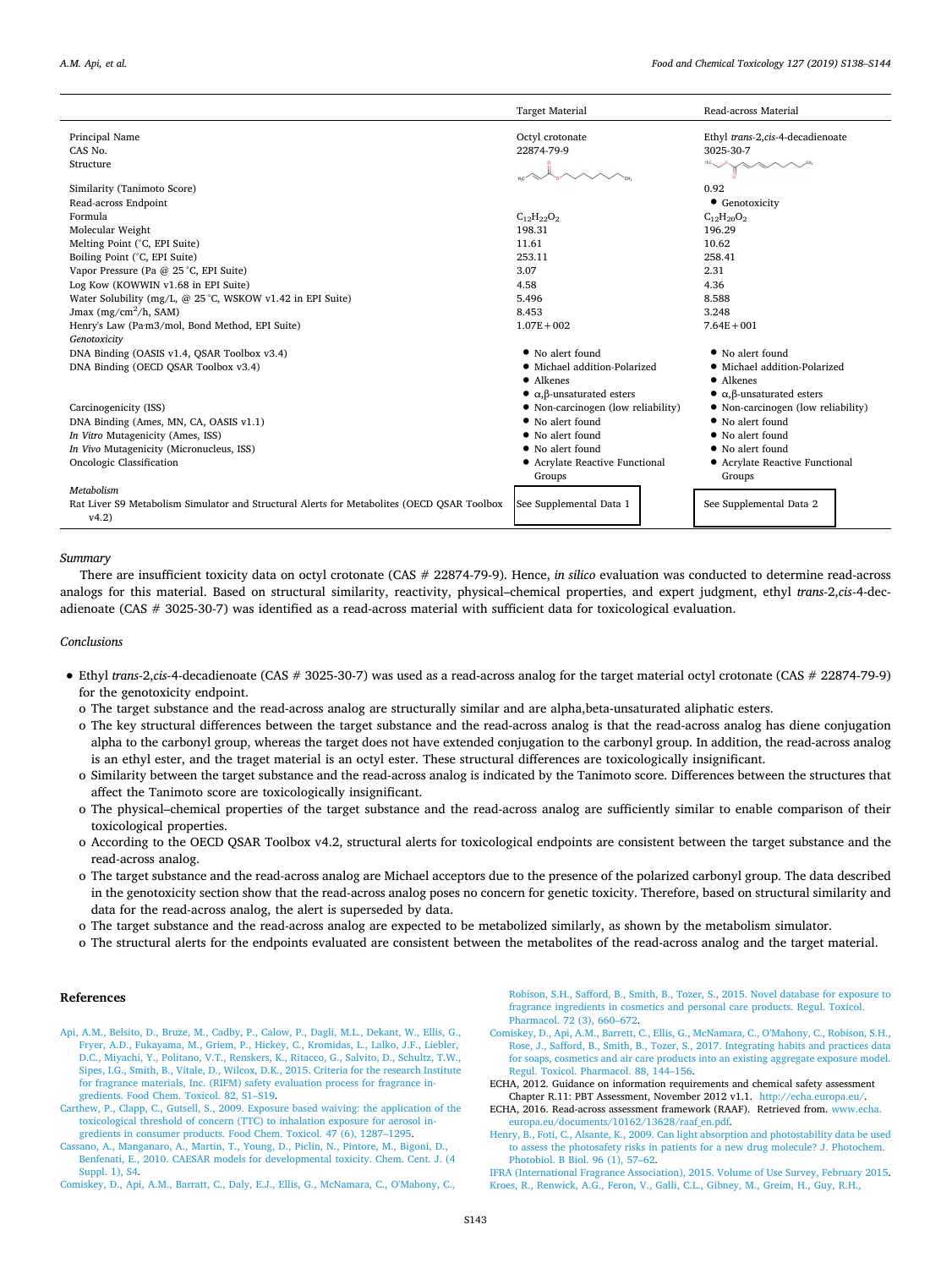| | Target Material | Read-across Material |
|---|---|---|
| Principal Name | Octyl crotonate | Ethyl *trans*-2,*cis*-4-decadienoate |
| CAS No. | 22874-79-9 | 3025-30-7 |
| Structure | | |
| Similarity (Tanimoto Score) | | 0.92 |
| Read-across Endpoint | | • Genotoxicity |
| Formula | $C_{12}H_{22}O_2$ | $C_{12}H_{20}O_2$ |
| Molecular Weight | 198.31 | 196.29 |
| Melting Point (°C, EPI Suite) | 11.61 | 10.62 |
| Boiling Point (°C, EPI Suite) | 253.11 | 258.41 |
| Vapor Pressure (Pa @ 25 °C, EPI Suite) | 3.07 | 2.31 |
| Log Kow (KOWWIN v1.68 in EPI Suite) | 4.58 | 4.36 |
| Water Solubility (mg/L, @ 25 °C, WSKOW v1.42 in EPI Suite) | 5.496 | 8.588 |
| Jmax (mg/cm²/h, SAM) | 8.453 | 3.248 |
| Henry's Law (Pa·m3/mol, Bond Method, EPI Suite) | 1.07E+002 | 7.64E+001 |
| *Genotoxicity* | | |
| DNA Binding (OASIS v1.4, QSAR Toolbox v3.4) | • No alert found | • No alert found |
| DNA Binding (OECD QSAR Toolbox v3.4) | • Michael addition-Polarized<br>• Alkenes<br>• α,β-unsaturated esters | • Michael addition-Polarized<br>• Alkenes<br>• α,β-unsaturated esters |
| Carcinogenicity (ISS) | • Non-carcinogen (low reliability) | • Non-carcinogen (low reliability) |
| DNA Binding (Ames, MN, CA, OASIS v1.1) | • No alert found | • No alert found |
| *In Vitro* Mutagenicity (Ames, ISS) | • No alert found | • No alert found |
| *In Vivo* Mutagenicity (Micronucleus, ISS) | • No alert found | • No alert found |
| Oncologic Classification | • Acrylate Reactive Functional Groups | • Acrylate Reactive Functional Groups |
| *Metabolism* | | |
| Rat Liver S9 Metabolism Simulator and Structural Alerts for Metabolites (OECD QSAR Toolbox v4.2) | See Supplemental Data 1 | See Supplemental Data 2 |

*Summary*

There are insufficient toxicity data on octyl crotonate (CAS # 22874-79-9). Hence, *in silico* evaluation was conducted to determine read-across analogs for this material. Based on structural similarity, reactivity, physical–chemical properties, and expert judgment, ethyl *trans*-2,*cis*-4-decadienoate (CAS # 3025-30-7) was identified as a read-across material with sufficient data for toxicological evaluation.

*Conclusions*

- Ethyl *trans*-2,*cis*-4-decadienoate (CAS # 3025-30-7) was used as a read-across analog for the target material octyl crotonate (CAS # 22874-79-9) for the genotoxicity endpoint.
  - o The target substance and the read-across analog are structurally similar and are alpha,beta-unsaturated aliphatic esters.
  - o The key structural differences between the target substance and the read-across analog is that the read-across analog has diene conjugation alpha to the carbonyl group, whereas the target does not have extended conjugation to the carbonyl group. In addition, the read-across analog is an ethyl ester, and the traget material is an octyl ester. These structural differences are toxicologically insignificant.
  - o Similarity between the target substance and the read-across analog is indicated by the Tanimoto score. Differences between the structures that affect the Tanimoto score are toxicologically insignificant.
  - o The physical–chemical properties of the target substance and the read-across analog are sufficiently similar to enable comparison of their toxicological properties.
  - o According to the OECD QSAR Toolbox v4.2, structural alerts for toxicological endpoints are consistent between the target substance and the read-across analog.
  - o The target substance and the read-across analog are Michael acceptors due to the presence of the polarized carbonyl group. The data described in the genotoxicity section show that the read-across analog poses no concern for genetic toxicity. Therefore, based on structural similarity and data for the read-across analog, the alert is superseded by data.
  - o The target substance and the read-across analog are expected to be metabolized similarly, as shown by the metabolism simulator.
  - o The structural alerts for the endpoints evaluated are consistent between the metabolites of the read-across analog and the target material.

## References

Api, A.M., Belsito, D., Bruze, M., Cadby, P., Calow, P., Dagli, M.L., Dekant, W., Ellis, G., Fryer, A.D., Fukayama, M., Griem, P., Hickey, C., Kromidas, L., Lalko, J.F., Liebler, D.C., Miyachi, Y., Politano, V.T., Renskers, K., Ritacco, G., Salvito, D., Schultz, T.W., Sipes, I.G., Smith, B., Vitale, D., Wilcox, D.K., 2015. Criteria for the research Institute for fragrance materials, Inc. (RIFM) safety evaluation process for fragrance ingredients. Food Chem. Toxicol. 82, S1–S19.

Carthew, P., Clapp, C., Gutsell, S., 2009. Exposure based waiving: the application of the toxicological threshold of concern (TTC) to inhalation exposure for aerosol ingredients in consumer products. Food Chem. Toxicol. 47 (6), 1287–1295.

Cassano, A., Manganaro, A., Martin, T., Young, D., Piclin, N., Pintore, M., Bigoni, D., Benfenati, E., 2010. CAESAR models for developmental toxicity. Chem. Cent. J. (4 Suppl. 1), S4.

Comiskey, D., Api, A.M., Barratt, C., Daly, E.J., Ellis, G., McNamara, C., O'Mahony, C., Robison, S.H., Safford, B., Smith, B., Tozer, S., 2015. Novel database for exposure to fragrance ingredients in cosmetics and personal care products. Regul. Toxicol. Pharmacol. 72 (3), 660–672.

Comiskey, D., Api, A.M., Barrett, C., Ellis, G., McNamara, C., O'Mahony, C., Robison, S.H., Rose, J., Safford, B., Smith, B., Tozer, S., 2017. Integrating habits and practices data for soaps, cosmetics and air care products into an existing aggregate exposure model. Regul. Toxicol. Pharmacol. 88, 144–156.

ECHA, 2012. Guidance on information requirements and chemical safety assessment Chapter R.11: PBT Assessment, November 2012 v1.1. http://echa.europa.eu/.

ECHA, 2016. Read-across assessment framework (RAAF). Retrieved from. www.echa.europa.eu/documents/10162/13628/raaf_en.pdf.

Henry, B., Foti, C., Alsante, K., 2009. Can light absorption and photostability data be used to assess the photosafety risks in patients for a new drug molecule? J. Photochem. Photobiol. B Biol. 96 (1), 57–62.

IFRA (International Fragrance Association), 2015. Volume of Use Survey, February 2015.

Kroes, R., Renwick, A.G., Feron, V., Galli, C.L., Gibney, M., Greim, H., Guy, R.H.,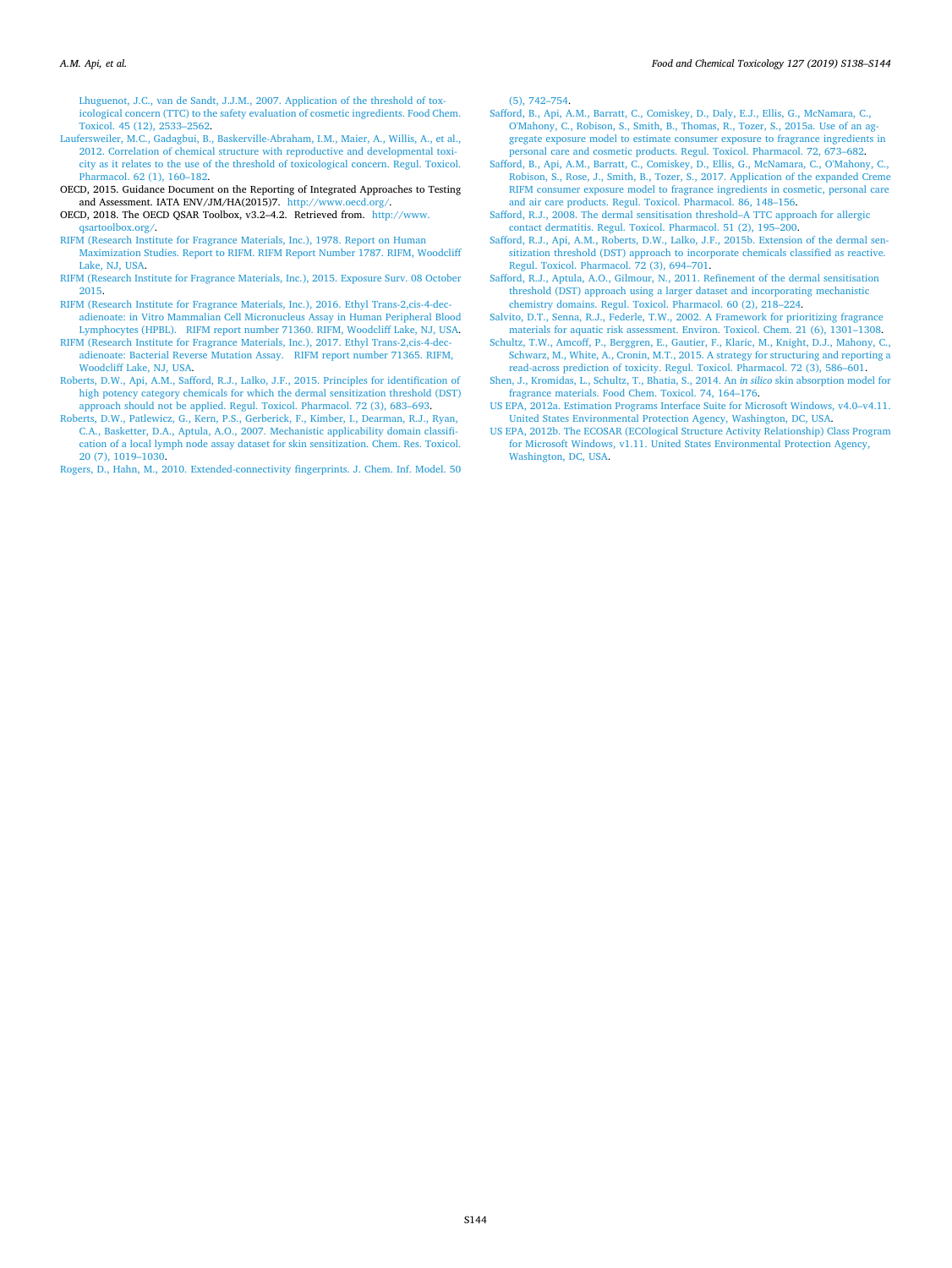Lhuguenot, J.C., van de Sandt, J.J.M., 2007. Application of the threshold of toxicological concern (TTC) to the safety evaluation of cosmetic ingredients. Food Chem. Toxicol. 45 (12), 2533–2562.

Laufersweiler, M.C., Gadagbui, B., Baskerville-Abraham, I.M., Maier, A., Willis, A., et al., 2012. Correlation of chemical structure with reproductive and developmental toxicity as it relates to the use of the threshold of toxicological concern. Regul. Toxicol. Pharmacol. 62 (1), 160–182.

OECD, 2015. Guidance Document on the Reporting of Integrated Approaches to Testing and Assessment. IATA ENV/JM/HA(2015)7. http://www.oecd.org/.

OECD, 2018. The OECD QSAR Toolbox, v3.2–4.2. Retrieved from. http://www.qsartoolbox.org/.

RIFM (Research Institute for Fragrance Materials, Inc.), 1978. Report on Human Maximization Studies. Report to RIFM. RIFM Report Number 1787. RIFM, Woodcliff Lake, NJ, USA.

RIFM (Research Institute for Fragrance Materials, Inc.), 2015. Exposure Surv. 08 October 2015.

RIFM (Research Institute for Fragrance Materials, Inc.), 2016. Ethyl Trans-2,cis-4-decadienoate: in Vitro Mammalian Cell Micronucleus Assay in Human Peripheral Blood Lymphocytes (HPBL). RIFM report number 71360. RIFM, Woodcliff Lake, NJ, USA.

RIFM (Research Institute for Fragrance Materials, Inc.), 2017. Ethyl Trans-2,cis-4-decadienoate: Bacterial Reverse Mutation Assay. RIFM report number 71365. RIFM, Woodcliff Lake, NJ, USA.

Roberts, D.W., Api, A.M., Safford, R.J., Lalko, J.F., 2015. Principles for identification of high potency category chemicals for which the dermal sensitization threshold (DST) approach should not be applied. Regul. Toxicol. Pharmacol. 72 (3), 683–693.

Roberts, D.W., Patlewicz, G., Kern, P.S., Gerberick, F., Kimber, I., Dearman, R.J., Ryan, C.A., Basketter, D.A., Aptula, A.O., 2007. Mechanistic applicability domain classification of a local lymph node assay dataset for skin sensitization. Chem. Res. Toxicol. 20 (7), 1019–1030.

Rogers, D., Hahn, M., 2010. Extended-connectivity fingerprints. J. Chem. Inf. Model. 50 (5), 742–754.

Safford, B., Api, A.M., Barratt, C., Comiskey, D., Daly, E.J., Ellis, G., McNamara, C., O'Mahony, C., Robison, S., Smith, B., Thomas, R., Tozer, S., 2015a. Use of an aggregate exposure model to estimate consumer exposure to fragrance ingredients in personal care and cosmetic products. Regul. Toxicol. Pharmacol. 72, 673–682.

Safford, B., Api, A.M., Barratt, C., Comiskey, D., Ellis, G., McNamara, C., O'Mahony, C., Robison, S., Rose, J., Smith, B., Tozer, S., 2017. Application of the expanded Creme RIFM consumer exposure model to fragrance ingredients in cosmetic, personal care and air care products. Regul. Toxicol. Pharmacol. 86, 148–156.

Safford, R.J., 2008. The dermal sensitisation threshold–A TTC approach for allergic contact dermatitis. Regul. Toxicol. Pharmacol. 51 (2), 195–200.

Safford, R.J., Api, A.M., Roberts, D.W., Lalko, J.F., 2015b. Extension of the dermal sensitization threshold (DST) approach to incorporate chemicals classified as reactive. Regul. Toxicol. Pharmacol. 72 (3), 694–701.

Safford, R.J., Aptula, A.O., Gilmour, N., 2011. Refinement of the dermal sensitisation threshold (DST) approach using a larger dataset and incorporating mechanistic chemistry domains. Regul. Toxicol. Pharmacol. 60 (2), 218–224.

Salvito, D.T., Senna, R.J., Federle, T.W., 2002. A Framework for prioritizing fragrance materials for aquatic risk assessment. Environ. Toxicol. Chem. 21 (6), 1301–1308.

Schultz, T.W., Amcoff, P., Berggren, E., Gautier, F., Klaric, M., Knight, D.J., Mahony, C., Schwarz, M., White, A., Cronin, M.T., 2015. A strategy for structuring and reporting a read-across prediction of toxicity. Regul. Toxicol. Pharmacol. 72 (3), 586–601.

Shen, J., Kromidas, L., Schultz, T., Bhatia, S., 2014. An *in silico* skin absorption model for fragrance materials. Food Chem. Toxicol. 74, 164–176.

US EPA, 2012a. Estimation Programs Interface Suite for Microsoft Windows, v4.0–v4.11. United States Environmental Protection Agency, Washington, DC, USA.

US EPA, 2012b. The ECOSAR (ECOlogical Structure Activity Relationship) Class Program for Microsoft Windows, v1.11. United States Environmental Protection Agency, Washington, DC, USA.